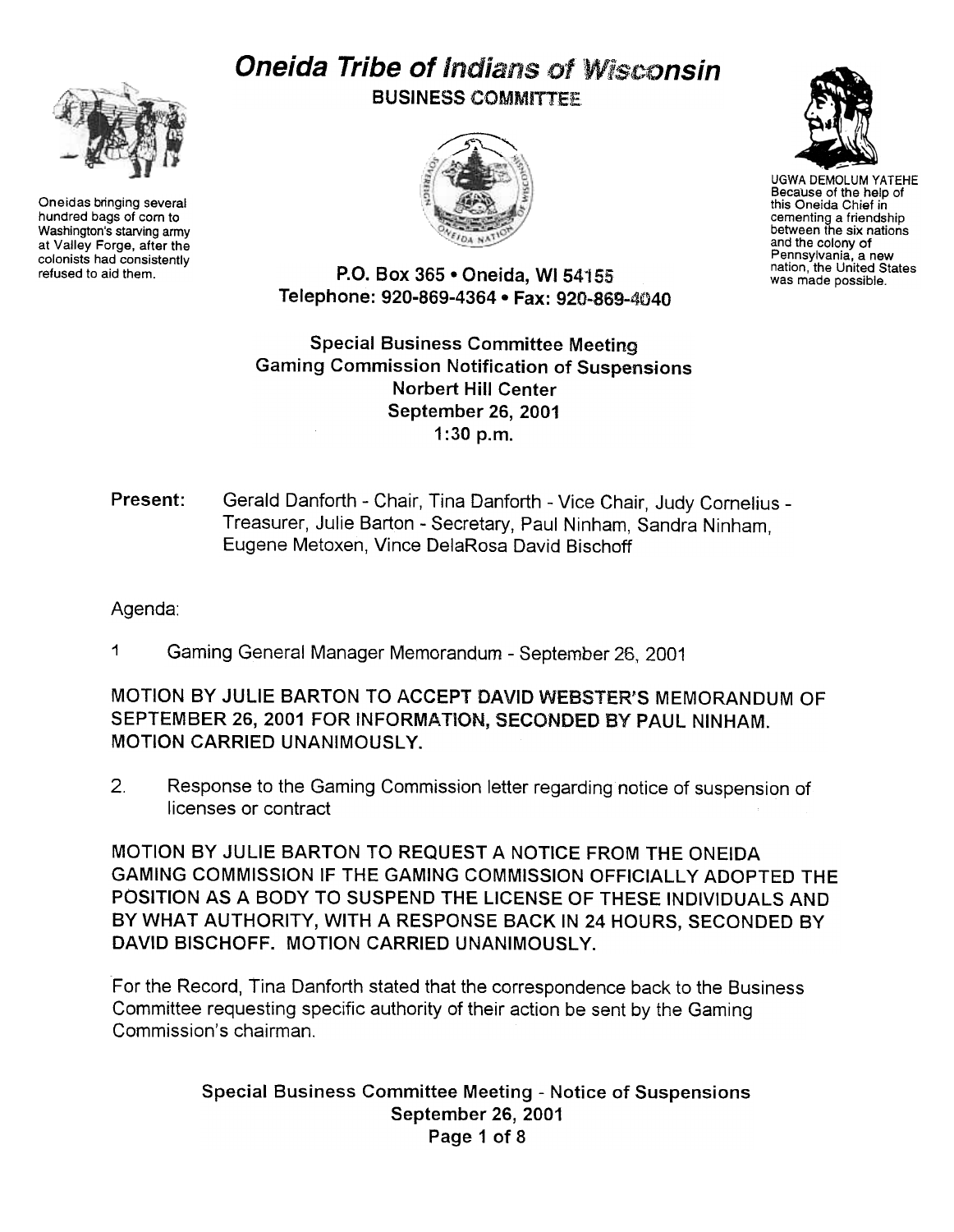# Oneida Tribe of Indians of Wisconsin

**BUSINESS COMMITTEE**

Oneidas bringing several hundred bags of corn to Washington's starving army at Valley Forge, after the colonists had consistently refused to aid them.

UGWA DEMOLUM YATEHE
Because of the help of this Oneida Chief in cementing a friendship between the six nations and the colony of Pennsylvania, a new nation, the United States was made possible.

**P.O. Box 365 • Oneida, WI 54155**
**Telephone: 920-869-4364 • Fax: 920-869-4040**

**Special Business Committee Meeting**
**Gaming Commission Notification of Suspensions**
**Norbert Hill Center**
**September 26, 2001**
**1:30 p.m.**

**Present:** Gerald Danforth - Chair, Tina Danforth - Vice Chair, Judy Cornelius - Treasurer, Julie Barton - Secretary, Paul Ninham, Sandra Ninham, Eugene Metoxen, Vince DelaRosa David Bischoff

Agenda:

1 Gaming General Manager Memorandum - September 26, 2001

MOTION BY JULIE BARTON TO ACCEPT DAVID WEBSTER'S MEMORANDUM OF SEPTEMBER 26, 2001 FOR INFORMATION, SECONDED BY PAUL NINHAM. MOTION CARRIED UNANIMOUSLY.

2. Response to the Gaming Commission letter regarding notice of suspension of licenses or contract

MOTION BY JULIE BARTON TO REQUEST A NOTICE FROM THE ONEIDA GAMING COMMISSION IF THE GAMING COMMISSION OFFICIALLY ADOPTED THE POSITION AS A BODY TO SUSPEND THE LICENSE OF THESE INDIVIDUALS AND BY WHAT AUTHORITY, WITH A RESPONSE BACK IN 24 HOURS, SECONDED BY DAVID BISCHOFF. MOTION CARRIED UNANIMOUSLY.

For the Record, Tina Danforth stated that the correspondence back to the Business Committee requesting specific authority of their action be sent by the Gaming Commission's chairman.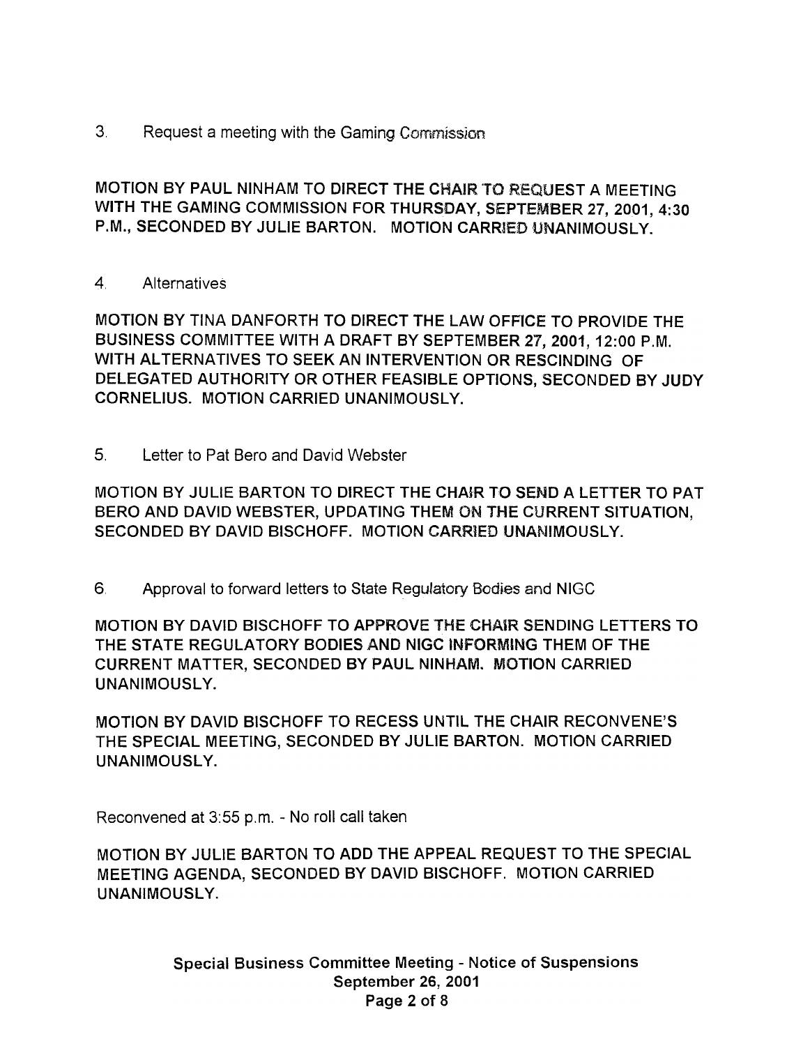3. Request a meeting with the Gaming Commission

MOTION BY PAUL NINHAM TO DIRECT THE CHAIR TO REQUEST A MEETING WITH THE GAMING COMMISSION FOR THURSDAY, SEPTEMBER 27, 2001, 4:30 P.M., SECONDED BY JULIE BARTON. MOTION CARRIED UNANIMOUSLY.

4. Alternatives

MOTION BY TINA DANFORTH TO DIRECT THE LAW OFFICE TO PROVIDE THE BUSINESS COMMITTEE WITH A DRAFT BY SEPTEMBER 27, 2001, 12:00 P.M. WITH ALTERNATIVES TO SEEK AN INTERVENTION OR RESCINDING OF DELEGATED AUTHORITY OR OTHER FEASIBLE OPTIONS, SECONDED BY JUDY CORNELIUS. MOTION CARRIED UNANIMOUSLY.

5. Letter to Pat Bero and David Webster

MOTION BY JULIE BARTON TO DIRECT THE CHAIR TO SEND A LETTER TO PAT BERO AND DAVID WEBSTER, UPDATING THEM ON THE CURRENT SITUATION, SECONDED BY DAVID BISCHOFF. MOTION CARRIED UNANIMOUSLY.

6. Approval to forward letters to State Regulatory Bodies and NIGC

MOTION BY DAVID BISCHOFF TO APPROVE THE CHAIR SENDING LETTERS TO THE STATE REGULATORY BODIES AND NIGC INFORMING THEM OF THE CURRENT MATTER, SECONDED BY PAUL NINHAM. MOTION CARRIED UNANIMOUSLY.

MOTION BY DAVID BISCHOFF TO RECESS UNTIL THE CHAIR RECONVENE'S THE SPECIAL MEETING, SECONDED BY JULIE BARTON. MOTION CARRIED UNANIMOUSLY.

Reconvened at 3:55 p.m. - No roll call taken

MOTION BY JULIE BARTON TO ADD THE APPEAL REQUEST TO THE SPECIAL MEETING AGENDA, SECONDED BY DAVID BISCHOFF. MOTION CARRIED UNANIMOUSLY.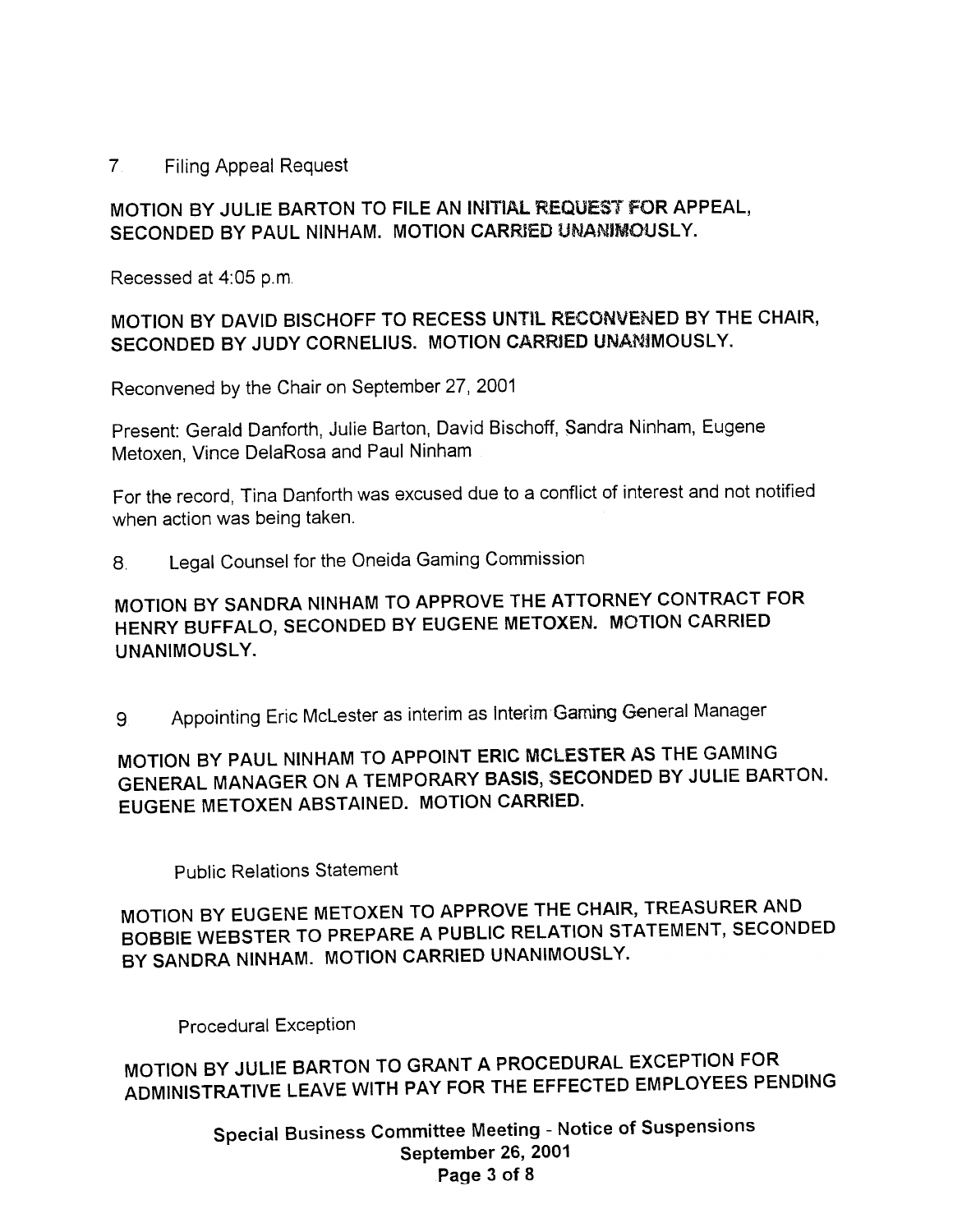7. Filing Appeal Request

**MOTION BY JULIE BARTON TO FILE AN INITIAL REQUEST FOR APPEAL, SECONDED BY PAUL NINHAM. MOTION CARRIED UNANIMOUSLY.**

Recessed at 4:05 p.m.

**MOTION BY DAVID BISCHOFF TO RECESS UNTIL RECONVENED BY THE CHAIR, SECONDED BY JUDY CORNELIUS. MOTION CARRIED UNANIMOUSLY.**

Reconvened by the Chair on September 27, 2001

Present: Gerald Danforth, Julie Barton, David Bischoff, Sandra Ninham, Eugene Metoxen, Vince DelaRosa and Paul Ninham

For the record, Tina Danforth was excused due to a conflict of interest and not notified when action was being taken.

8. Legal Counsel for the Oneida Gaming Commission

**MOTION BY SANDRA NINHAM TO APPROVE THE ATTORNEY CONTRACT FOR HENRY BUFFALO, SECONDED BY EUGENE METOXEN. MOTION CARRIED UNANIMOUSLY.**

9. Appointing Eric McLester as interim as Interim Gaming General Manager

**MOTION BY PAUL NINHAM TO APPOINT ERIC MCLESTER AS THE GAMING GENERAL MANAGER ON A TEMPORARY BASIS, SECONDED BY JULIE BARTON. EUGENE METOXEN ABSTAINED. MOTION CARRIED.**

Public Relations Statement

**MOTION BY EUGENE METOXEN TO APPROVE THE CHAIR, TREASURER AND BOBBIE WEBSTER TO PREPARE A PUBLIC RELATION STATEMENT, SECONDED BY SANDRA NINHAM. MOTION CARRIED UNANIMOUSLY.**

Procedural Exception

**MOTION BY JULIE BARTON TO GRANT A PROCEDURAL EXCEPTION FOR ADMINISTRATIVE LEAVE WITH PAY FOR THE EFFECTED EMPLOYEES PENDING**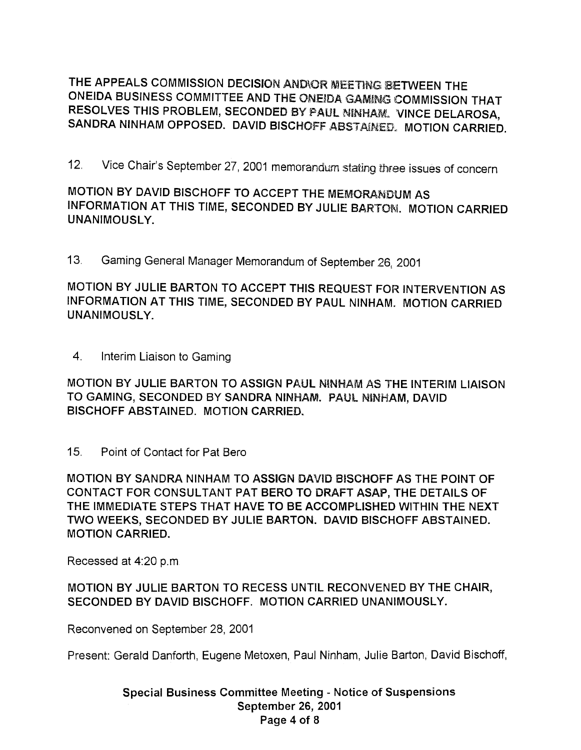THE APPEALS COMMISSION DECISION AND\OR MEETING BETWEEN THE ONEIDA BUSINESS COMMITTEE AND THE ONEIDA GAMING COMMISSION THAT RESOLVES THIS PROBLEM, SECONDED BY PAUL NINHAM. VINCE DELAROSA, SANDRA NINHAM OPPOSED. DAVID BISCHOFF ABSTAINED. MOTION CARRIED.

12. Vice Chair's September 27, 2001 memorandum stating three issues of concern

MOTION BY DAVID BISCHOFF TO ACCEPT THE MEMORANDUM AS INFORMATION AT THIS TIME, SECONDED BY JULIE BARTON. MOTION CARRIED UNANIMOUSLY.

13. Gaming General Manager Memorandum of September 26, 2001

MOTION BY JULIE BARTON TO ACCEPT THIS REQUEST FOR INTERVENTION AS INFORMATION AT THIS TIME, SECONDED BY PAUL NINHAM. MOTION CARRIED UNANIMOUSLY.

4. Interim Liaison to Gaming

MOTION BY JULIE BARTON TO ASSIGN PAUL NINHAM AS THE INTERIM LIAISON TO GAMING, SECONDED BY SANDRA NINHAM. PAUL NINHAM, DAVID BISCHOFF ABSTAINED. MOTION CARRIED.

15. Point of Contact for Pat Bero

MOTION BY SANDRA NINHAM TO ASSIGN DAVID BISCHOFF AS THE POINT OF CONTACT FOR CONSULTANT PAT BERO TO DRAFT ASAP, THE DETAILS OF THE IMMEDIATE STEPS THAT HAVE TO BE ACCOMPLISHED WITHIN THE NEXT TWO WEEKS, SECONDED BY JULIE BARTON. DAVID BISCHOFF ABSTAINED. MOTION CARRIED.

Recessed at 4:20 p.m

MOTION BY JULIE BARTON TO RECESS UNTIL RECONVENED BY THE CHAIR, SECONDED BY DAVID BISCHOFF. MOTION CARRIED UNANIMOUSLY.

Reconvened on September 28, 2001

Present: Gerald Danforth, Eugene Metoxen, Paul Ninham, Julie Barton, David Bischoff,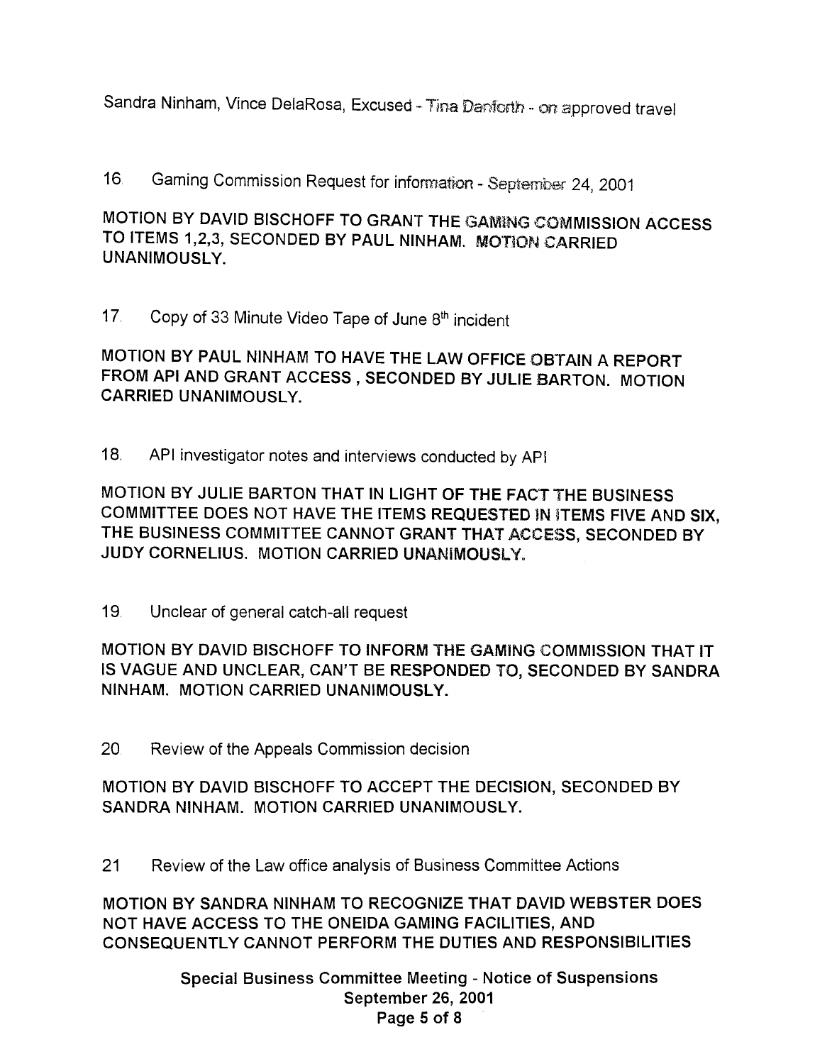Sandra Ninham, Vince DelaRosa, Excused - Tina Danforth - on approved travel

16. Gaming Commission Request for information - September 24, 2001

MOTION BY DAVID BISCHOFF TO GRANT THE GAMING COMMISSION ACCESS TO ITEMS 1,2,3, SECONDED BY PAUL NINHAM. MOTION CARRIED UNANIMOUSLY.

17. Copy of 33 Minute Video Tape of June 8th incident

MOTION BY PAUL NINHAM TO HAVE THE LAW OFFICE OBTAIN A REPORT FROM API AND GRANT ACCESS , SECONDED BY JULIE BARTON. MOTION CARRIED UNANIMOUSLY.

18. API investigator notes and interviews conducted by API

MOTION BY JULIE BARTON THAT IN LIGHT OF THE FACT THE BUSINESS COMMITTEE DOES NOT HAVE THE ITEMS REQUESTED IN ITEMS FIVE AND SIX, THE BUSINESS COMMITTEE CANNOT GRANT THAT ACCESS, SECONDED BY JUDY CORNELIUS. MOTION CARRIED UNANIMOUSLY.

19. Unclear of general catch-all request

MOTION BY DAVID BISCHOFF TO INFORM THE GAMING COMMISSION THAT IT IS VAGUE AND UNCLEAR, CAN'T BE RESPONDED TO, SECONDED BY SANDRA NINHAM. MOTION CARRIED UNANIMOUSLY.

20. Review of the Appeals Commission decision

MOTION BY DAVID BISCHOFF TO ACCEPT THE DECISION, SECONDED BY SANDRA NINHAM. MOTION CARRIED UNANIMOUSLY.

21 Review of the Law office analysis of Business Committee Actions

MOTION BY SANDRA NINHAM TO RECOGNIZE THAT DAVID WEBSTER DOES NOT HAVE ACCESS TO THE ONEIDA GAMING FACILITIES, AND CONSEQUENTLY CANNOT PERFORM THE DUTIES AND RESPONSIBILITIES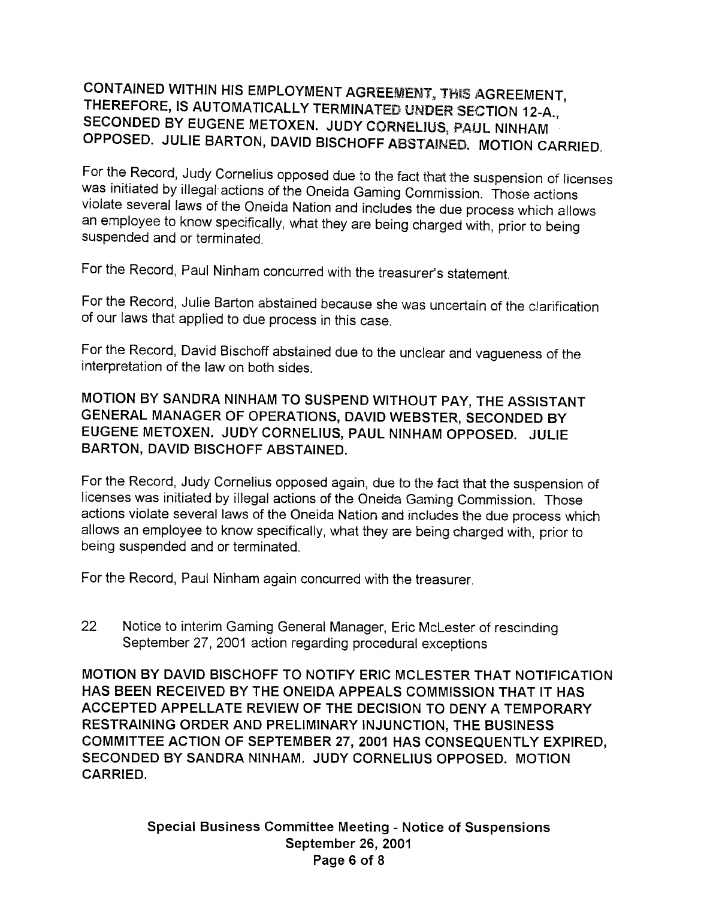**CONTAINED WITHIN HIS EMPLOYMENT AGREEMENT, THIS AGREEMENT, THEREFORE, IS AUTOMATICALLY TERMINATED UNDER SECTION 12-A., SECONDED BY EUGENE METOXEN. JUDY CORNELIUS, PAUL NINHAM OPPOSED. JULIE BARTON, DAVID BISCHOFF ABSTAINED. MOTION CARRIED.**

For the Record, Judy Cornelius opposed due to the fact that the suspension of licenses was initiated by illegal actions of the Oneida Gaming Commission. Those actions violate several laws of the Oneida Nation and includes the due process which allows an employee to know specifically, what they are being charged with, prior to being suspended and or terminated.

For the Record, Paul Ninham concurred with the treasurer's statement.

For the Record, Julie Barton abstained because she was uncertain of the clarification of our laws that applied to due process in this case.

For the Record, David Bischoff abstained due to the unclear and vagueness of the interpretation of the law on both sides.

**MOTION BY SANDRA NINHAM TO SUSPEND WITHOUT PAY, THE ASSISTANT GENERAL MANAGER OF OPERATIONS, DAVID WEBSTER, SECONDED BY EUGENE METOXEN. JUDY CORNELIUS, PAUL NINHAM OPPOSED. JULIE BARTON, DAVID BISCHOFF ABSTAINED.**

For the Record, Judy Cornelius opposed again, due to the fact that the suspension of licenses was initiated by illegal actions of the Oneida Gaming Commission. Those actions violate several laws of the Oneida Nation and includes the due process which allows an employee to know specifically, what they are being charged with, prior to being suspended and or terminated.

For the Record, Paul Ninham again concurred with the treasurer.

22. Notice to interim Gaming General Manager, Eric McLester of rescinding September 27, 2001 action regarding procedural exceptions

**MOTION BY DAVID BISCHOFF TO NOTIFY ERIC MCLESTER THAT NOTIFICATION HAS BEEN RECEIVED BY THE ONEIDA APPEALS COMMISSION THAT IT HAS ACCEPTED APPELLATE REVIEW OF THE DECISION TO DENY A TEMPORARY RESTRAINING ORDER AND PRELIMINARY INJUNCTION, THE BUSINESS COMMITTEE ACTION OF SEPTEMBER 27, 2001 HAS CONSEQUENTLY EXPIRED, SECONDED BY SANDRA NINHAM. JUDY CORNELIUS OPPOSED. MOTION CARRIED.**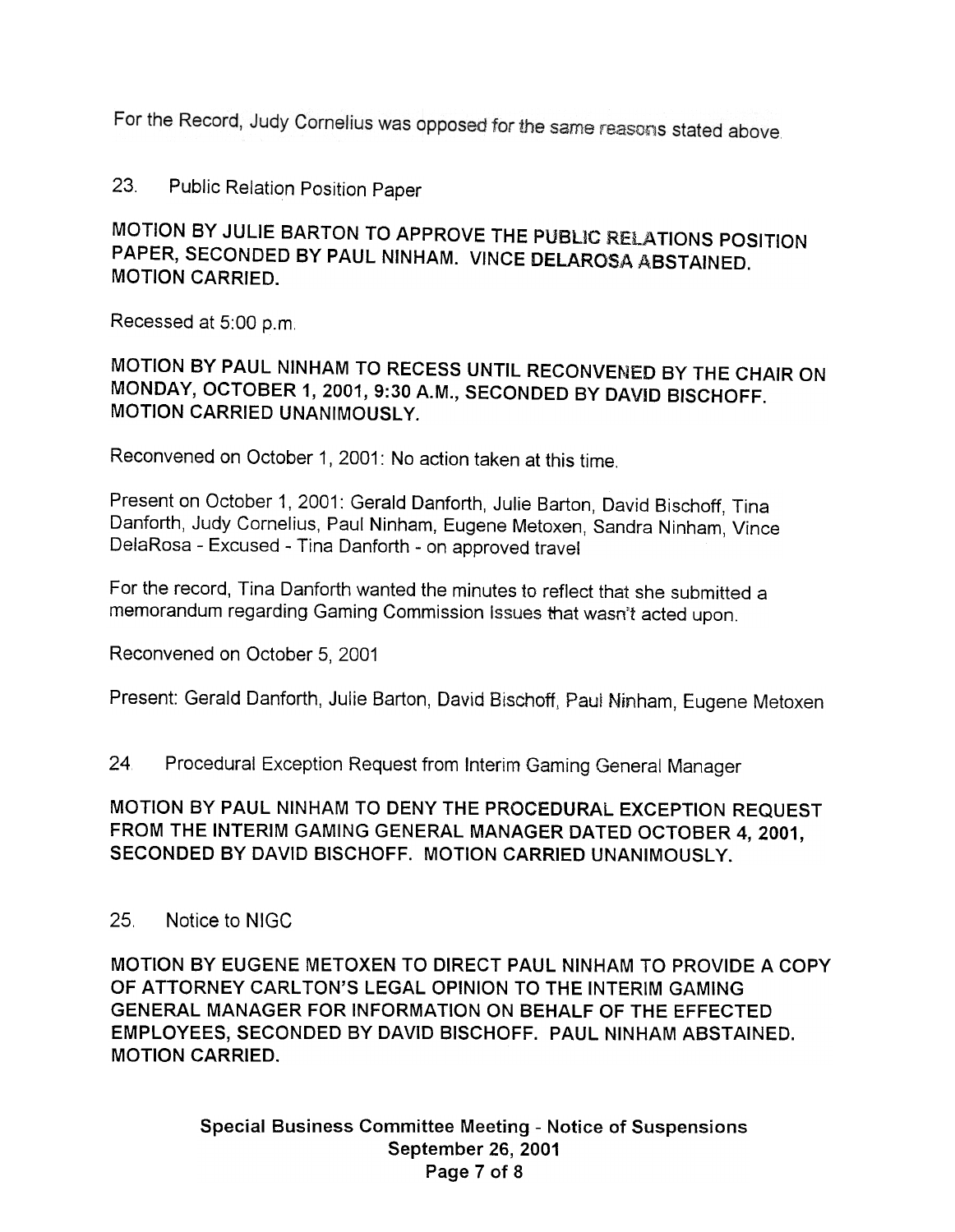For the Record, Judy Cornelius was opposed for the same reasons stated above.

23. Public Relation Position Paper

**MOTION BY JULIE BARTON TO APPROVE THE PUBLIC RELATIONS POSITION PAPER, SECONDED BY PAUL NINHAM. VINCE DELAROSA ABSTAINED. MOTION CARRIED.**

Recessed at 5:00 p.m.

**MOTION BY PAUL NINHAM TO RECESS UNTIL RECONVENED BY THE CHAIR ON MONDAY, OCTOBER 1, 2001, 9:30 A.M., SECONDED BY DAVID BISCHOFF. MOTION CARRIED UNANIMOUSLY.**

Reconvened on October 1, 2001: No action taken at this time.

Present on October 1, 2001: Gerald Danforth, Julie Barton, David Bischoff, Tina Danforth, Judy Cornelius, Paul Ninham, Eugene Metoxen, Sandra Ninham, Vince DelaRosa - Excused - Tina Danforth - on approved travel

For the record, Tina Danforth wanted the minutes to reflect that she submitted a memorandum regarding Gaming Commission Issues that wasn't acted upon.

Reconvened on October 5, 2001

Present: Gerald Danforth, Julie Barton, David Bischoff, Paul Ninham, Eugene Metoxen

24. Procedural Exception Request from Interim Gaming General Manager

**MOTION BY PAUL NINHAM TO DENY THE PROCEDURAL EXCEPTION REQUEST FROM THE INTERIM GAMING GENERAL MANAGER DATED OCTOBER 4, 2001, SECONDED BY DAVID BISCHOFF. MOTION CARRIED UNANIMOUSLY.**

25. Notice to NIGC

**MOTION BY EUGENE METOXEN TO DIRECT PAUL NINHAM TO PROVIDE A COPY OF ATTORNEY CARLTON'S LEGAL OPINION TO THE INTERIM GAMING GENERAL MANAGER FOR INFORMATION ON BEHALF OF THE EFFECTED EMPLOYEES, SECONDED BY DAVID BISCHOFF. PAUL NINHAM ABSTAINED. MOTION CARRIED.**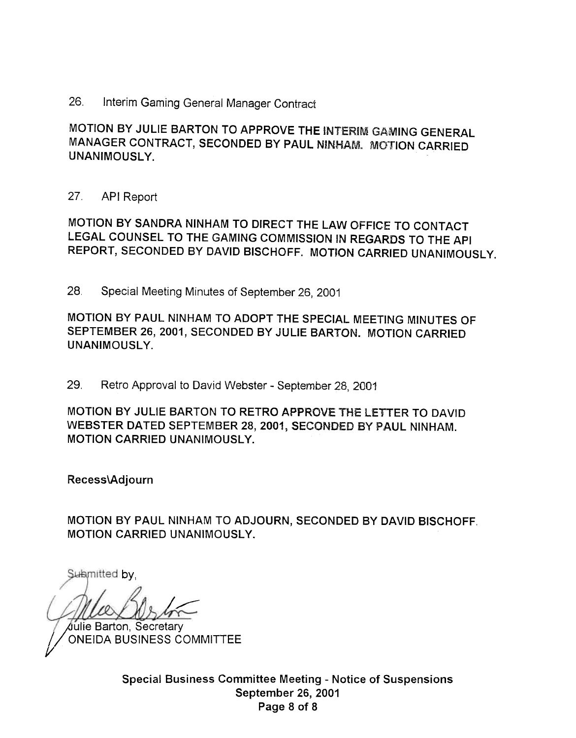26. Interim Gaming General Manager Contract

**MOTION BY JULIE BARTON TO APPROVE THE INTERIM GAMING GENERAL MANAGER CONTRACT, SECONDED BY PAUL NINHAM. MOTION CARRIED UNANIMOUSLY.**

27. API Report

**MOTION BY SANDRA NINHAM TO DIRECT THE LAW OFFICE TO CONTACT LEGAL COUNSEL TO THE GAMING COMMISSION IN REGARDS TO THE API REPORT, SECONDED BY DAVID BISCHOFF. MOTION CARRIED UNANIMOUSLY.**

28. Special Meeting Minutes of September 26, 2001

**MOTION BY PAUL NINHAM TO ADOPT THE SPECIAL MEETING MINUTES OF SEPTEMBER 26, 2001, SECONDED BY JULIE BARTON. MOTION CARRIED UNANIMOUSLY.**

29. Retro Approval to David Webster - September 28, 2001

**MOTION BY JULIE BARTON TO RETRO APPROVE THE LETTER TO DAVID WEBSTER DATED SEPTEMBER 28, 2001, SECONDED BY PAUL NINHAM. MOTION CARRIED UNANIMOUSLY.**

**Recess\Adjourn**

**MOTION BY PAUL NINHAM TO ADJOURN, SECONDED BY DAVID BISCHOFF. MOTION CARRIED UNANIMOUSLY.**

Submitted by,

Julie Barton, Secretary
ONEIDA BUSINESS COMMITTEE

**Special Business Committee Meeting - Notice of Suspensions**
**September 26, 2001**